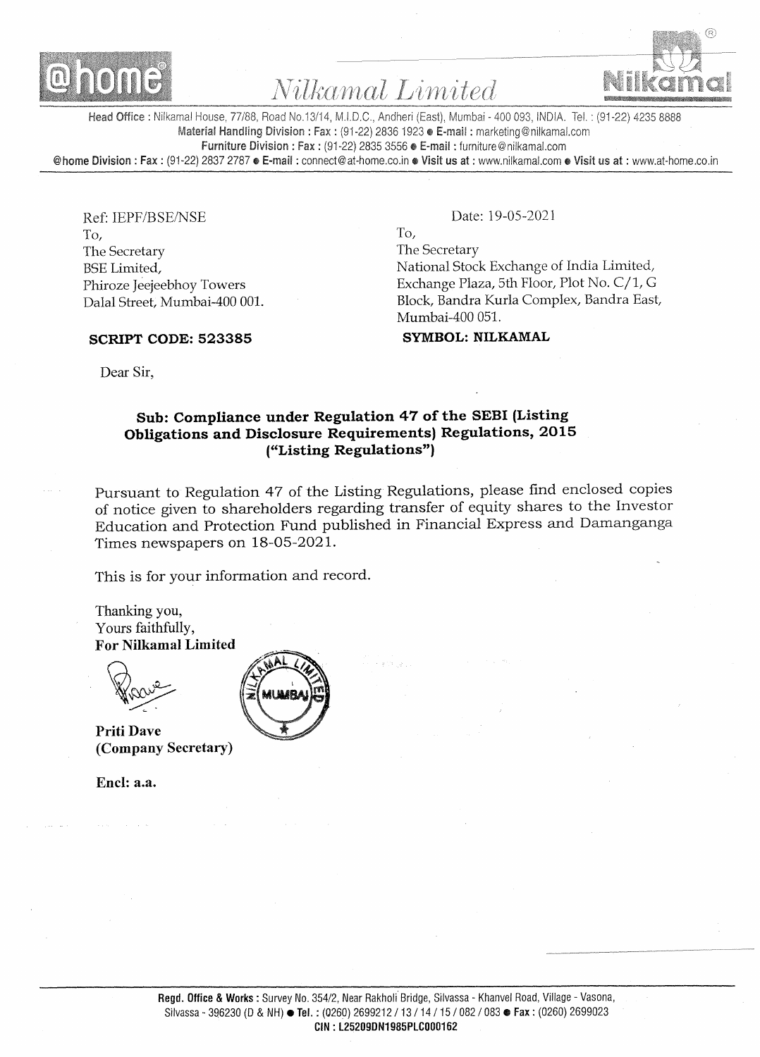# Nilkamal Limited

Head Office : Nilkamal House, 77/88, Road No.13/14, M.I.D.C., Andheri (East), Mumbai - 400 093, INDIA. Tel. : (91-22) 4235 8888
Material Handling Division : Fax : (91-22) 2836 1923 ● E-mail : marketing@nilkamal.com
Furniture Division : Fax : (91-22) 2835 3556 ● E-mail : furniture@nilkamal.com
@home Division : Fax : (91-22) 2837 2787 ● E-mail : connect@at-home.co.in ● Visit us at : www.nilkamal.com ● Visit us at : www.at-home.co.in

---

Ref: IEPF/BSE/NSE

Date: 19-05-2021

To,
The Secretary
BSE Limited,
Phiroze Jeejeebhoy Towers
Dalal Street, Mumbai-400 001.

**SCRIPT CODE: 523385**

To,
The Secretary
National Stock Exchange of India Limited,
Exchange Plaza, 5th Floor, Plot No. C/1, G Block, Bandra Kurla Complex, Bandra East, Mumbai-400 051.

**SYMBOL: NILKAMAL**

Dear Sir,

**Sub: Compliance under Regulation 47 of the SEBI (Listing Obligations and Disclosure Requirements) Regulations, 2015 ("Listing Regulations")**

Pursuant to Regulation 47 of the Listing Regulations, please find enclosed copies of notice given to shareholders regarding transfer of equity shares to the Investor Education and Protection Fund published in Financial Express and Damanganga Times newspapers on 18-05-2021.

This is for your information and record.

Thanking you,
Yours faithfully,
**For Nilkamal Limited**

**Priti Dave**
**(Company Secretary)**

**Encl: a.a.**

---

Regd. Office & Works : Survey No. 354/2, Near Rakholi Bridge, Silvassa - Khanvel Road, Village - Vasona, Silvassa - 396230 (D & NH) ● Tel. : (0260) 2699212 / 13 / 14 / 15 / 082 / 083 ● Fax : (0260) 2699023
CIN : L25209DN1985PLC000162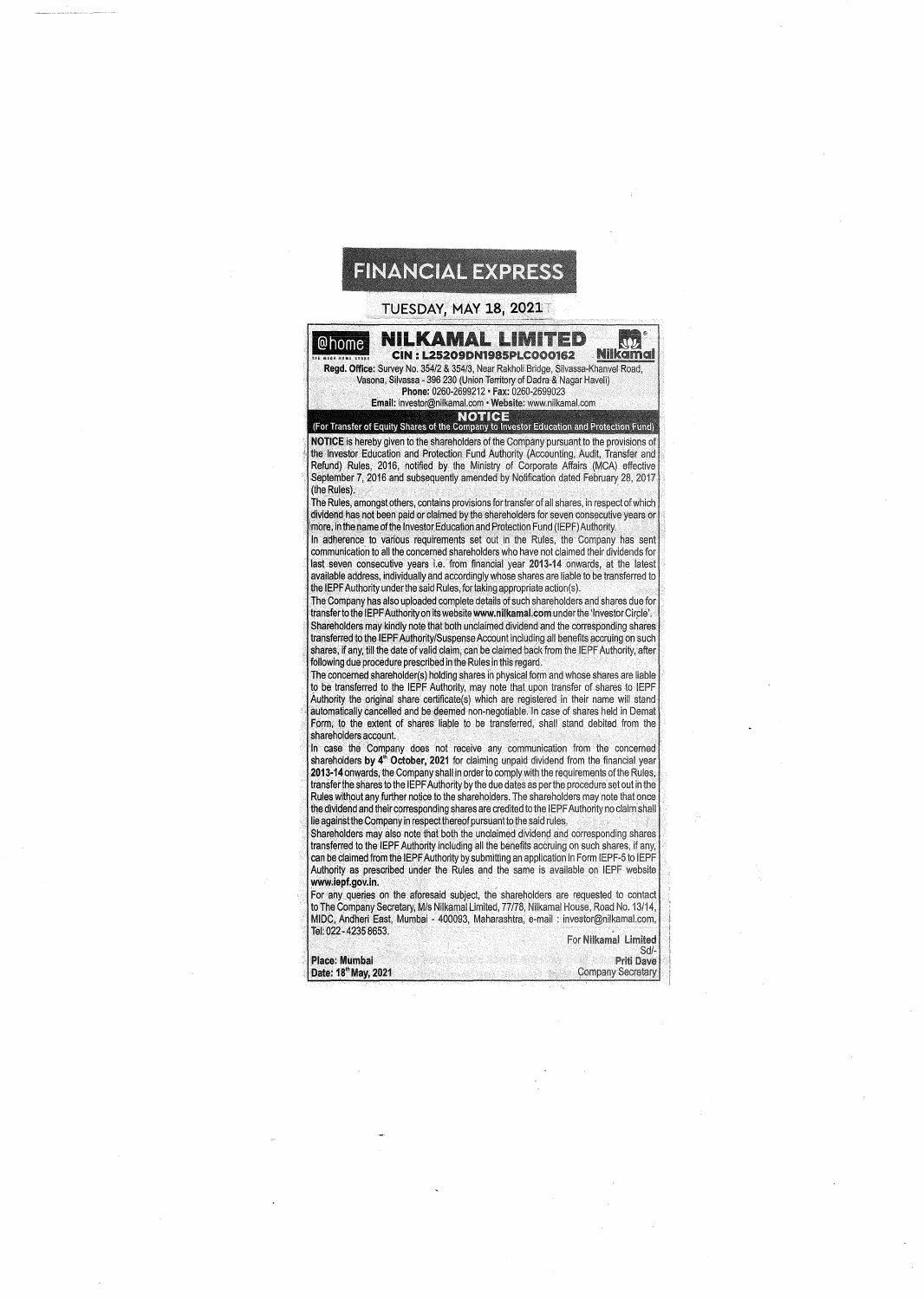# FINANCIAL EXPRESS

TUESDAY, MAY 18, 2021

@home

# NILKAMAL LIMITED

**CIN : L25209DN1985PLC000162**

Nilkamal

**Regd. Office:** Survey No. 354/2 & 354/3, Near Rakholi Bridge, Silvassa-Khanvel Road, Vasona, Silvassa - 396 230 (Union Territory of Dadra & Nagar Haveli)

**Phone:** 0260-2699212 • **Fax:** 0260-2699023

**Email:** investor@nilkamal.com • **Website:** www.nilkamal.com

## NOTICE

(For Transfer of Equity Shares of the Company to Investor Education and Protection Fund)

**NOTICE** is hereby given to the shareholders of the Company pursuant to the provisions of the Investor Education and Protection Fund Authority (Accounting, Audit, Transfer and Refund) Rules, 2016, notified by the Ministry of Corporate Affairs (MCA) effective September 7, 2016 and subsequently amended by Notification dated February 28, 2017 (the Rules).

The Rules, amongst others, contains provisions for transfer of all shares, in respect of which dividend has not been paid or claimed by the shareholders for seven consecutive years or more, in the name of the Investor Education and Protection Fund (IEPF) Authority.

In adherence to various requirements set out in the Rules, the Company has sent communication to all the concerned shareholders who have not claimed their dividends for last seven consecutive years i.e. from financial year **2013-14** onwards, at the latest available address, individually and accordingly whose shares are liable to be transferred to the IEPF Authority under the said Rules, for taking appropriate action(s).

The Company has also uploaded complete details of such shareholders and shares due for transfer to the IEPF Authority on its website **www.nilkamal.com** under the 'Investor Circle'.

Shareholders may kindly note that both unclaimed dividend and the corresponding shares transferred to the IEPF Authority/Suspense Account including all benefits accruing on such shares, if any, till the date of valid claim, can be claimed back from the IEPF Authority, after following due procedure prescribed in the Rules in this regard.

The concerned shareholder(s) holding shares in physical form and whose shares are liable to be transferred to the IEPF Authority, may note that upon transfer of shares to IEPF Authority the original share certificate(s) which are registered in their name will stand automatically cancelled and be deemed non-negotiable. In case of shares held in Demat Form, to the extent of shares liable to be transferred, shall stand debited from the shareholders account.

In case the Company does not receive any communication from the concerned shareholders **by 4th October, 2021** for claiming unpaid dividend from the financial year **2013-14** onwards, the Company shall in order to comply with the requirements of the Rules, transfer the shares to the IEPF Authority by the due dates as per the procedure set out in the Rules without any further notice to the shareholders. The shareholders may note that once the dividend and their corresponding shares are credited to the IEPF Authority no claim shall lie against the Company in respect thereof pursuant to the said rules.

Shareholders may also note that both the unclaimed dividend and corresponding shares transferred to the IEPF Authority including all the benefits accruing on such shares, if any, can be claimed from the IEPF Authority by submitting an application in Form IEPF-5 to IEPF Authority as prescribed under the Rules and the same is available on IEPF website **www.iepf.gov.in.**

For any queries on the aforesaid subject, the shareholders are requested to contact to The Company Secretary, M/s Nilkamal Limited, 77/78, Nilkamal House, Road No. 13/14, MIDC, Andheri East, Mumbai - 400093, Maharashtra, e-mail : investor@nilkamal.com, Tel: 022-4235 8653.

For **Nilkamal Limited**

Sd/-

**Priti Dave**

Company Secretary

**Place: Mumbai**

**Date: 18th May, 2021**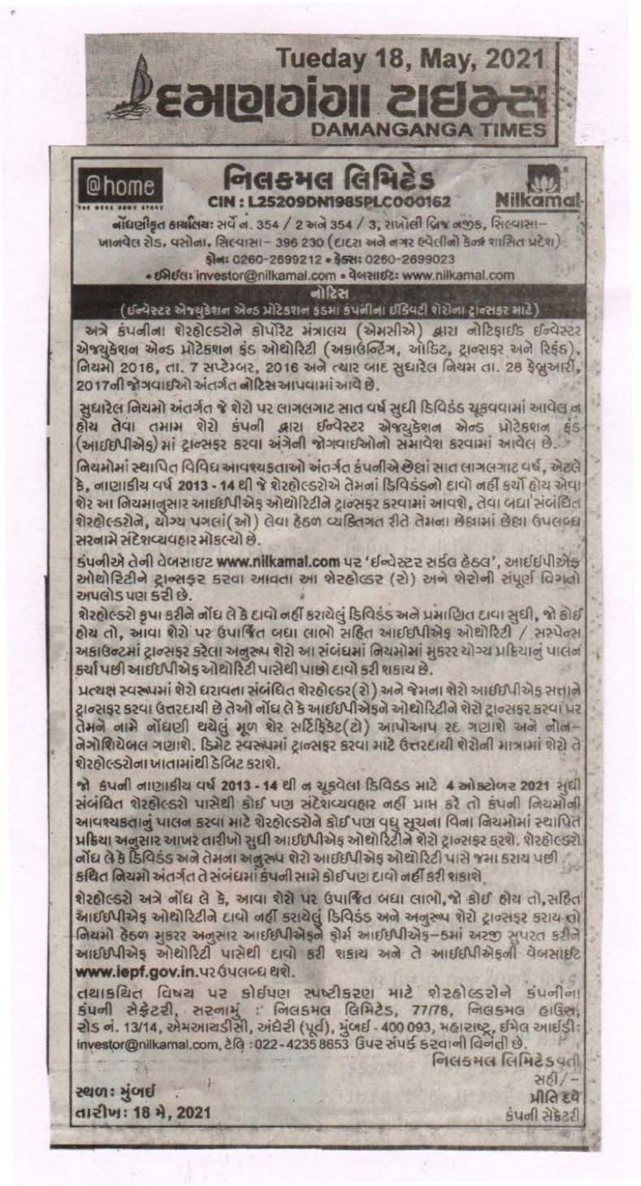Tueday 18, May, 2021

# દમણગંગા ટાઇમ્સ

DAMANGANGA TIMES

@home

## નિલકમલ લિમિટેડ

**CIN : L25209DN1985PLC000162**

Nilkamal

નોંધણીકૃત કાર્યાલયઃ સર્વે નં. 354 / 2 અને 354 / 3, રાખોલી બ્રિજ નજીક, સિલ્વાસા-ખાનવેલ રોડ, વસોના, સિલ્વાસા- 396 230 (દાદરા અને નગર હવેલીનો કેન્દ્ર શાસિત પ્રદેશ)

ફોનઃ 0260-2699212 • ફેક્સઃ 0260-2699023

• ઇમેઇલઃ investor@nilkamal.com • વેબસાઇટઃ www.nilkamal.com

### નોટિસ

(ઇન્વેસ્ટર એજ્યુકેશન એન્ડ પ્રોટેક્શન ફંડમાં કંપનીના ઇક્વિટી શેરોના ટ્રાન્સફર માટે)

અત્રે કંપનીના શેરહોલ્ડરોને કોર્પોરેટ મંત્રાલય (એમસીએ) દ્વારા નોટિફાઇડ ઇન્વેસ્ટર એજ્યુકેશન એન્ડ પ્રોટેક્શન ફંડ ઓથોરિટી (અકાઉન્ટિંગ, ઓડિટ, ટ્રાન્સફર અને રિફંડ), નિયમો 2016, તા. 7 સપ્ટેમ્બર, 2016 અને ત્યાર બાદ સુધારેલ નિયમ તા. 28 ફેબ્રુઆરી, 2017ની જોગવાઈઓ અંતર્ગત નોટિસ આપવામાં આવે છે.

સુધારેલ નિયમો અંતર્ગત જે શેરો પર લાગલગાટ સાત વર્ષ સુધી ડિવિડંડ ચૂકવવામાં આવેલ ન હોય તેવા તમામ શેરો કંપની દ્વારા ઇન્વેસ્ટર એજ્યુકેશન એન્ડ પ્રોટેક્શન ફંડ (આઇઇપીએફ)માં ટ્રાન્સફર કરવા અંગેની જોગવાઈઓનો સમાવેશ કરવામાં આવેલ છે.

નિયમોમાં સ્થાપિત વિવિધ આવશ્યકતાઓ અંતર્ગત કંપનીએ છેલ્લાં સાત લાગલગાટ વર્ષ, એટલે કે, નાણાકીય વર્ષ 2013 - 14 થી જે શેરહોલ્ડરોએ તેમનાં ડિવિડંડનો દાવો નહીં કર્યો હોય એવા શેર આ નિયમાનુસાર આઇઇપીએફ ઓથોરિટીને ટ્રાન્સફર કરવામાં આવશે, તેવા બધા સંબંધિત શેરહોલ્ડરોને, યોગ્ય પગલાં(ઓ) લેવા હેઠળ વ્યક્તિગત રીતે તેમના છેલ્લામાં છેલ્લા ઉપલબ્ધ સરનામે સંદેશવ્યવહાર મોકલ્યો છે.

કંપનીએ તેની વેબસાઇટ www.nilkamal.com પર 'ઇન્વેસ્ટર સર્વિસ હેઠળ', આઇઇપીએફ ઓથોરિટીને ટ્રાન્સફર કરવા આવતા આ શેરહોલ્ડર (રો) અને શેરોની સંપૂર્ણ વિગતો અપલોડ પણ કરી છે.

શેરહોલ્ડરો કૃપા કરીને નોંધ લે કે દાવો નહીં કરાયેલું ડિવિડંડ અને પ્રમાણિત દાવા સુધી, જો કોઈ હોય તો, આવા શેરો પર ઉપાર્જિત બધા લાભો સહિત આઇઇપીએફ ઓથોરિટી / સસ્પેન્સ અકાઉન્ટમાં ટ્રાન્સફર કરેલા અનુરૂપ શેરો આ સંબંધમાં નિયમોમાં મુકરર યોગ્ય પ્રક્રિયાનું પાલન કર્યા પછી આઇઇપીએફ ઓથોરિટી પાસેથી પાછો દાવો કરી શકાય છે.

પ્રત્યક્ષ સ્વરૂપમાં શેરો ધરાવતા સંબંધિત શેરહોલ્ડર(રો) અને જેમના શેરો આઇઇપીએફ સત્તાને ટ્રાન્સફર કરવા ઉત્તરદાયી છે તેઓ નોંધ લે કે આઇઇપીએફને ઓથોરિટીને શેરો ટ્રાન્સફર કરવા પર તેમને નામે નોંધણી થયેલું મૂળ શેર સર્ટિફિકેટ(ટો) આપોઆપ રદ ગણાશે અને નોન-નેગોશિયેબલ ગણાશે. ડિમેટ સ્વરૂપમાં ટ્રાન્સફર કરવા માટે ઉત્તરદાયી શેરોની માત્રામાં શેરો તે શેરહોલ્ડરોના ખાતામાંથી ડેબિટ કરાશે.

જો કંપની નાણાકીય વર્ષ 2013 - 14 થી ન ચૂકવેલા ડિવિડંડ માટે 4 ઓક્ટોબર 2021 સુધી સંબંધિત શેરહોલ્ડરો પાસેથી કોઈ પણ સંદેશવ્યવહાર નહીં પ્રાપ્ત કરે તો કંપની નિયમોની આવશ્યકતાનું પાલન કરવા માટે શેરહોલ્ડરોને કોઈ પણ વધુ સૂચના વિના નિયમોમાં સ્થાપિત પ્રક્રિયા અનુસાર આખર તારીખો સુધી આઇઇપીએફ ઓથોરિટીને શેરો ટ્રાન્સફર કરશે. શેરહોલ્ડરો નોંધ લે કે ડિવિડંડ અને તેમના અનુરૂપ શેરો આઇઇપીએફ ઓથોરિટી પાસે જમા કરાય પછી કથિત નિયમો અંતર્ગત તે સંબંધમાં કંપની સામે કોઈપણ દાવો નહીં કરી શકાશે.

શેરહોલ્ડરો અત્રે નોંધ લે કે, આવા શેરો પર ઉપાર્જિત બધા લાભો, જો કોઈ હોય તો, સહિત આઇઇપીએફ ઓથોરિટીને દાવો નહીં કરાયેલું ડિવિડંડ અને અનુરૂપ શેરો ટ્રાન્સફર કરાય તો નિયમો હેઠળ મુકરર અનુસાર આઇઇપીએફને ફોર્મ આઇઇપીએફ-5માં અરજી સુપરત કરીને આઇઇપીએફ ઓથોરિટી પાસેથી દાવો કરી શકાય અને તે આઇઇપીએફની વેબસાઇટ www.iepf.gov.in પર ઉપલબ્ધ થશે.

તથાકથિત વિષય પર કોઈપણ સ્પષ્ટીકરણ માટે શેરહોલ્ડરોને કંપનીના કંપની સેક્રેટરી, સરનામું : નિલકમલ લિમિટેડ, 77/78, નિલકમલ હાઉસ, રોડ નં. 13/14, એમઆઇડીસી, અંધેરી (પૂર્વ), મુંબઈ - 400 093, મહારાષ્ટ્ર, ઇમેલ આઇડીઃ investor@nilkamal.com, ટેલિ : 022 - 4235 8653 ઉપર સંપર્ક કરવાની વિનંતી છે.

નિલકમલ લિમિટેડ વતી

સહી/-

પ્રીતિ દવે

કંપની સેક્રેટરી

સ્થળઃ મુંબઈ

તારીખઃ 18 મે, 2021